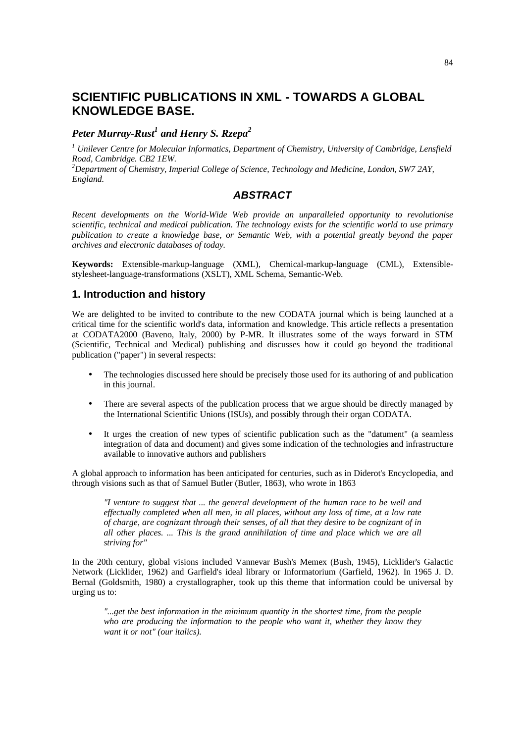# SCIENTIFIC PUBLICATIONS IN XML - TOWARDS A GLOBAL KNOWLEDGE BASE.

***Peter Murray-Rust[1] and Henry S. Rzepa[2]***

*[1] Unilever Centre for Molecular Informatics, Department of Chemistry, University of Cambridge, Lensfield Road, Cambridge. CB2 1EW.*
*[2]Department of Chemistry, Imperial College of Science, Technology and Medicine, London, SW7 2AY, England.*

## *ABSTRACT*

*Recent developments on the World-Wide Web provide an unparalleled opportunity to revolutionise scientific, technical and medical publication. The technology exists for the scientific world to use primary publication to create a knowledge base, or Semantic Web, with a potential greatly beyond the paper archives and electronic databases of today.*

**Keywords:** Extensible-markup-language (XML), Chemical-markup-language (CML), Extensible-stylesheet-language-transformations (XSLT), XML Schema, Semantic-Web.

## 1. Introduction and history

We are delighted to be invited to contribute to the new CODATA journal which is being launched at a critical time for the scientific world's data, information and knowledge. This article reflects a presentation at CODATA2000 (Baveno, Italy, 2000) by P-MR. It illustrates some of the ways forward in STM (Scientific, Technical and Medical) publishing and discusses how it could go beyond the traditional publication ("paper") in several respects:

- The technologies discussed here should be precisely those used for its authoring of and publication in this journal.
- There are several aspects of the publication process that we argue should be directly managed by the International Scientific Unions (ISUs), and possibly through their organ CODATA.
- It urges the creation of new types of scientific publication such as the "datument" (a seamless integration of data and document) and gives some indication of the technologies and infrastructure available to innovative authors and publishers

A global approach to information has been anticipated for centuries, such as in Diderot's Encyclopedia, and through visions such as that of Samuel Butler (Butler, 1863), who wrote in 1863

> *"I venture to suggest that ... the general development of the human race to be well and effectually completed when all men, in all places, without any loss of time, at a low rate of charge, are cognizant through their senses, of all that they desire to be cognizant of in all other places. ... This is the grand annihilation of time and place which we are all striving for"*

In the 20th century, global visions included Vannevar Bush's Memex (Bush, 1945), Licklider's Galactic Network (Licklider, 1962) and Garfield's ideal library or Informatorium (Garfield, 1962). In 1965 J. D. Bernal (Goldsmith, 1980) a crystallographer, took up this theme that information could be universal by urging us to:

> *"...get the best information in the minimum quantity in the shortest time, from the people who are producing the information to the people who want it, whether they know they want it or not" (our italics).*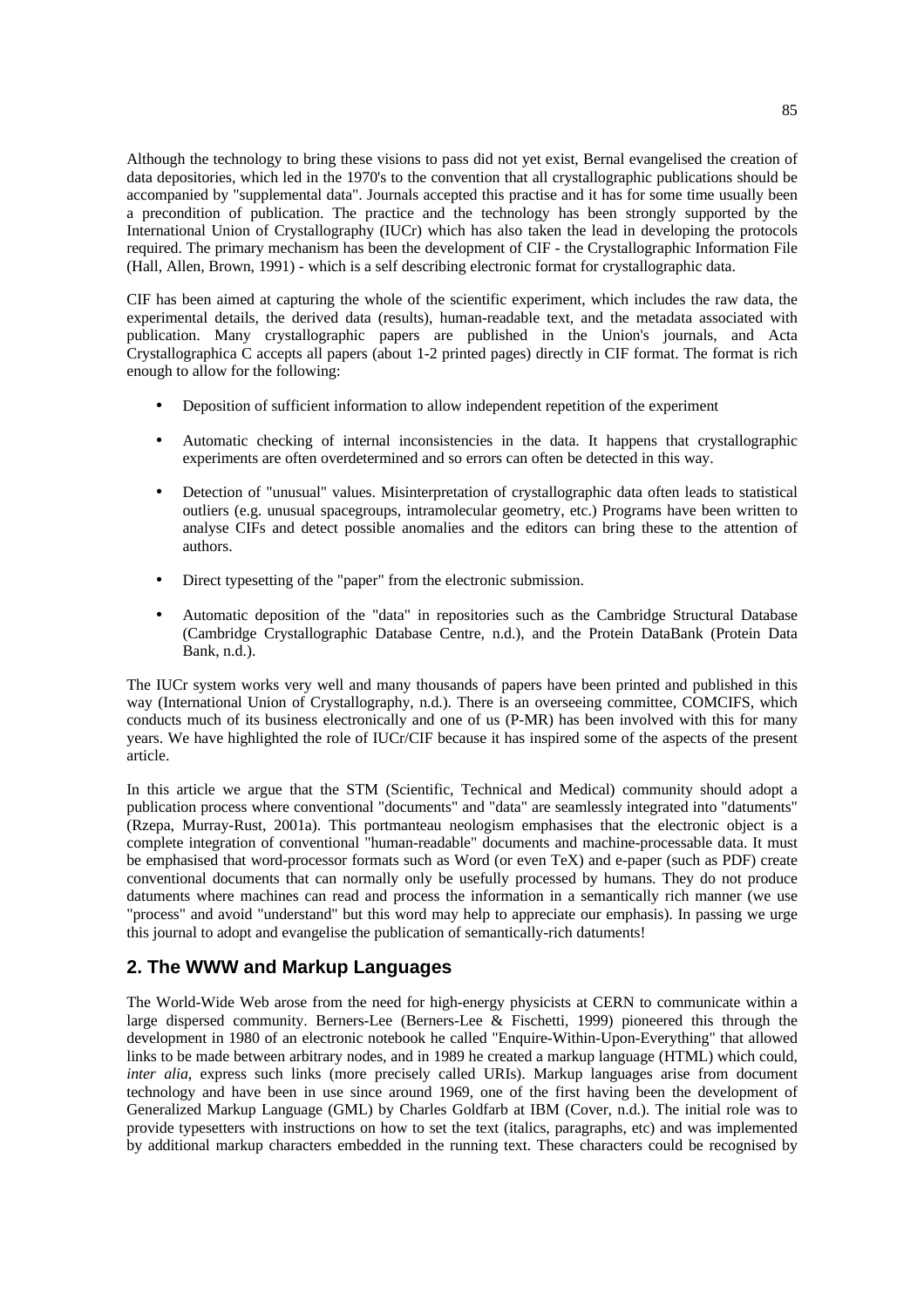Although the technology to bring these visions to pass did not yet exist, Bernal evangelised the creation of data depositories, which led in the 1970's to the convention that all crystallographic publications should be accompanied by "supplemental data". Journals accepted this practise and it has for some time usually been a precondition of publication. The practice and the technology has been strongly supported by the International Union of Crystallography (IUCr) which has also taken the lead in developing the protocols required. The primary mechanism has been the development of CIF - the Crystallographic Information File (Hall, Allen, Brown, 1991) - which is a self describing electronic format for crystallographic data.

CIF has been aimed at capturing the whole of the scientific experiment, which includes the raw data, the experimental details, the derived data (results), human-readable text, and the metadata associated with publication. Many crystallographic papers are published in the Union's journals, and Acta Crystallographica C accepts all papers (about 1-2 printed pages) directly in CIF format. The format is rich enough to allow for the following:

- Deposition of sufficient information to allow independent repetition of the experiment
- Automatic checking of internal inconsistencies in the data. It happens that crystallographic experiments are often overdetermined and so errors can often be detected in this way.
- Detection of "unusual" values. Misinterpretation of crystallographic data often leads to statistical outliers (e.g. unusual spacegroups, intramolecular geometry, etc.) Programs have been written to analyse CIFs and detect possible anomalies and the editors can bring these to the attention of authors.
- Direct typesetting of the "paper" from the electronic submission.
- Automatic deposition of the "data" in repositories such as the Cambridge Structural Database (Cambridge Crystallographic Database Centre, n.d.), and the Protein DataBank (Protein Data Bank, n.d.).

The IUCr system works very well and many thousands of papers have been printed and published in this way (International Union of Crystallography, n.d.). There is an overseeing committee, COMCIFS, which conducts much of its business electronically and one of us (P-MR) has been involved with this for many years. We have highlighted the role of IUCr/CIF because it has inspired some of the aspects of the present article.

In this article we argue that the STM (Scientific, Technical and Medical) community should adopt a publication process where conventional "documents" and "data" are seamlessly integrated into "datuments" (Rzepa, Murray-Rust, 2001a). This portmanteau neologism emphasises that the electronic object is a complete integration of conventional "human-readable" documents and machine-processable data. It must be emphasised that word-processor formats such as Word (or even TeX) and e-paper (such as PDF) create conventional documents that can normally only be usefully processed by humans. They do not produce datuments where machines can read and process the information in a semantically rich manner (we use "process" and avoid "understand" but this word may help to appreciate our emphasis). In passing we urge this journal to adopt and evangelise the publication of semantically-rich datuments!

## 2. The WWW and Markup Languages

The World-Wide Web arose from the need for high-energy physicists at CERN to communicate within a large dispersed community. Berners-Lee (Berners-Lee & Fischetti, 1999) pioneered this through the development in 1980 of an electronic notebook he called "Enquire-Within-Upon-Everything" that allowed links to be made between arbitrary nodes, and in 1989 he created a markup language (HTML) which could, *inter alia*, express such links (more precisely called URIs). Markup languages arise from document technology and have been in use since around 1969, one of the first having been the development of Generalized Markup Language (GML) by Charles Goldfarb at IBM (Cover, n.d.). The initial role was to provide typesetters with instructions on how to set the text (italics, paragraphs, etc) and was implemented by additional markup characters embedded in the running text. These characters could be recognised by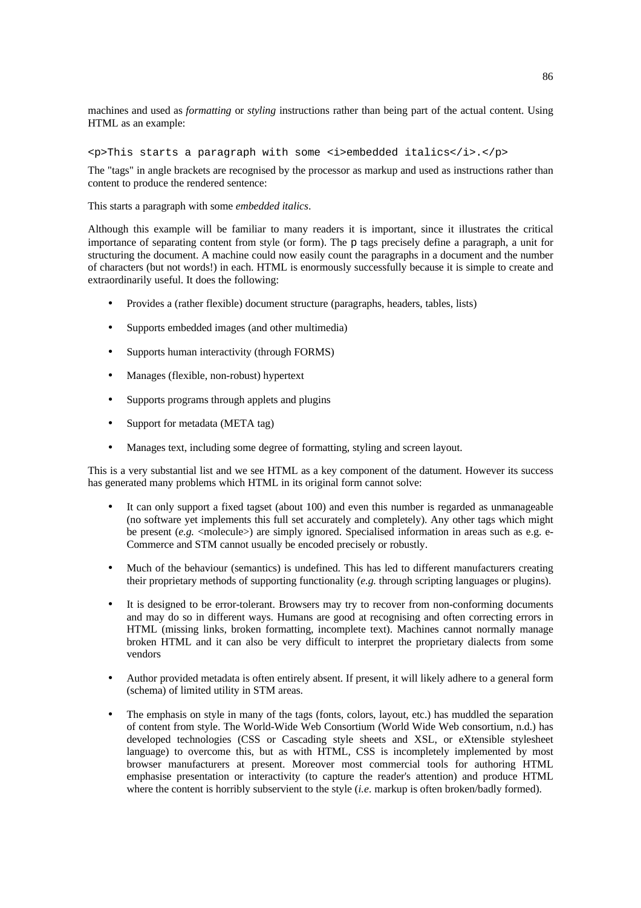machines and used as *formatting* or *styling* instructions rather than being part of the actual content. Using HTML as an example:

```
<p>This starts a paragraph with some <i>embedded italics</i>.</p>
```

The "tags" in angle brackets are recognised by the processor as markup and used as instructions rather than content to produce the rendered sentence:

This starts a paragraph with some *embedded italics*.

Although this example will be familiar to many readers it is important, since it illustrates the critical importance of separating content from style (or form). The `p` tags precisely define a paragraph, a unit for structuring the document. A machine could now easily count the paragraphs in a document and the number of characters (but not words!) in each. HTML is enormously successfully because it is simple to create and extraordinarily useful. It does the following:

- Provides a (rather flexible) document structure (paragraphs, headers, tables, lists)
- Supports embedded images (and other multimedia)
- Supports human interactivity (through FORMS)
- Manages (flexible, non-robust) hypertext
- Supports programs through applets and plugins
- Support for metadata (META tag)
- Manages text, including some degree of formatting, styling and screen layout.

This is a very substantial list and we see HTML as a key component of the datument. However its success has generated many problems which HTML in its original form cannot solve:

- It can only support a fixed tagset (about 100) and even this number is regarded as unmanageable (no software yet implements this full set accurately and completely). Any other tags which might be present (*e.g.* <molecule>) are simply ignored. Specialised information in areas such as e.g. e-Commerce and STM cannot usually be encoded precisely or robustly.
- Much of the behaviour (semantics) is undefined. This has led to different manufacturers creating their proprietary methods of supporting functionality (*e.g.* through scripting languages or plugins).
- It is designed to be error-tolerant. Browsers may try to recover from non-conforming documents and may do so in different ways. Humans are good at recognising and often correcting errors in HTML (missing links, broken formatting, incomplete text). Machines cannot normally manage broken HTML and it can also be very difficult to interpret the proprietary dialects from some vendors
- Author provided metadata is often entirely absent. If present, it will likely adhere to a general form (schema) of limited utility in STM areas.
- The emphasis on style in many of the tags (fonts, colors, layout, etc.) has muddled the separation of content from style. The World-Wide Web Consortium (World Wide Web consortium, n.d.) has developed technologies (CSS or Cascading style sheets and XSL, or eXtensible stylesheet language) to overcome this, but as with HTML, CSS is incompletely implemented by most browser manufacturers at present. Moreover most commercial tools for authoring HTML emphasise presentation or interactivity (to capture the reader's attention) and produce HTML where the content is horribly subservient to the style (*i.e*. markup is often broken/badly formed).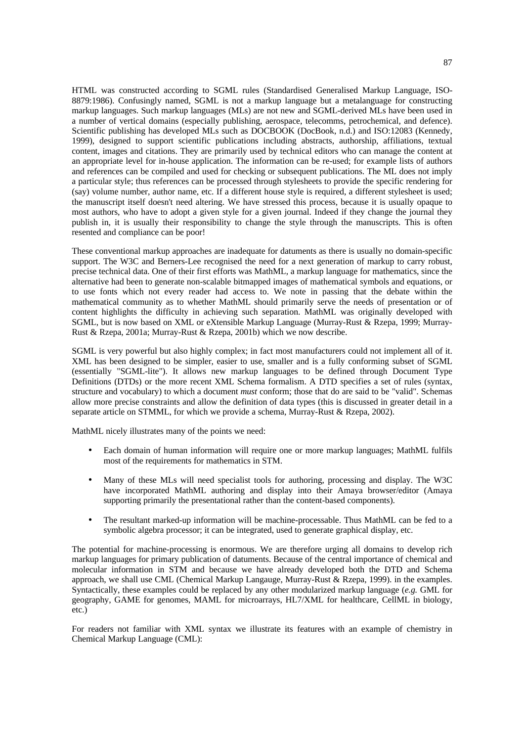HTML was constructed according to SGML rules (Standardised Generalised Markup Language, ISO-8879:1986). Confusingly named, SGML is not a markup language but a metalanguage for constructing markup languages. Such markup languages (MLs) are not new and SGML-derived MLs have been used in a number of vertical domains (especially publishing, aerospace, telecomms, petrochemical, and defence). Scientific publishing has developed MLs such as DOCBOOK (DocBook, n.d.) and ISO:12083 (Kennedy, 1999), designed to support scientific publications including abstracts, authorship, affiliations, textual content, images and citations. They are primarily used by technical editors who can manage the content at an appropriate level for in-house application. The information can be re-used; for example lists of authors and references can be compiled and used for checking or subsequent publications. The ML does not imply a particular style; thus references can be processed through stylesheets to provide the specific rendering for (say) volume number, author name, etc. If a different house style is required, a different stylesheet is used; the manuscript itself doesn't need altering. We have stressed this process, because it is usually opaque to most authors, who have to adopt a given style for a given journal. Indeed if they change the journal they publish in, it is usually their responsibility to change the style through the manuscripts. This is often resented and compliance can be poor!

These conventional markup approaches are inadequate for datuments as there is usually no domain-specific support. The W3C and Berners-Lee recognised the need for a next generation of markup to carry robust, precise technical data. One of their first efforts was MathML, a markup language for mathematics, since the alternative had been to generate non-scalable bitmapped images of mathematical symbols and equations, or to use fonts which not every reader had access to. We note in passing that the debate within the mathematical community as to whether MathML should primarily serve the needs of presentation or of content highlights the difficulty in achieving such separation. MathML was originally developed with SGML, but is now based on XML or eXtensible Markup Language (Murray-Rust & Rzepa, 1999; Murray-Rust & Rzepa, 2001a; Murray-Rust & Rzepa, 2001b) which we now describe.

SGML is very powerful but also highly complex; in fact most manufacturers could not implement all of it. XML has been designed to be simpler, easier to use, smaller and is a fully conforming subset of SGML (essentially "SGML-lite"). It allows new markup languages to be defined through Document Type Definitions (DTDs) or the more recent XML Schema formalism. A DTD specifies a set of rules (syntax, structure and vocabulary) to which a document *must* conform; those that do are said to be "valid". Schemas allow more precise constraints and allow the definition of data types (this is discussed in greater detail in a separate article on STMML, for which we provide a schema, Murray-Rust & Rzepa, 2002).

MathML nicely illustrates many of the points we need:

- Each domain of human information will require one or more markup languages; MathML fulfils most of the requirements for mathematics in STM.
- Many of these MLs will need specialist tools for authoring, processing and display. The W3C have incorporated MathML authoring and display into their Amaya browser/editor (Amaya supporting primarily the presentational rather than the content-based components).
- The resultant marked-up information will be machine-processable. Thus MathML can be fed to a symbolic algebra processor; it can be integrated, used to generate graphical display, etc.

The potential for machine-processing is enormous. We are therefore urging all domains to develop rich markup languages for primary publication of datuments. Because of the central importance of chemical and molecular information in STM and because we have already developed both the DTD and Schema approach, we shall use CML (Chemical Markup Langauge, Murray-Rust & Rzepa, 1999). in the examples. Syntactically, these examples could be replaced by any other modularized markup language (*e.g.* GML for geography, GAME for genomes, MAML for microarrays, HL7/XML for healthcare, CellML in biology, etc.)

For readers not familiar with XML syntax we illustrate its features with an example of chemistry in Chemical Markup Language (CML):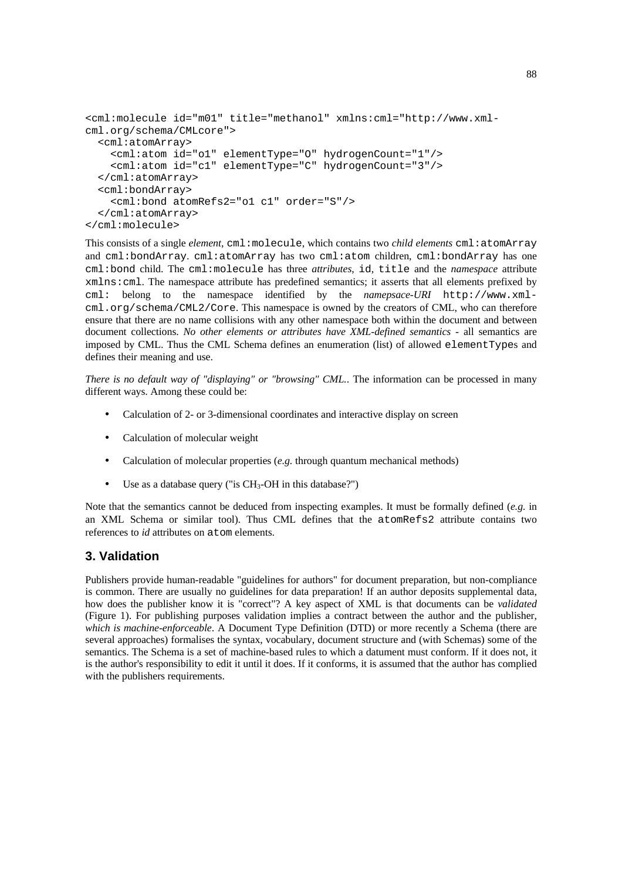```
<cml:molecule id="m01" title="methanol" xmlns:cml="http://www.xml-
cml.org/schema/CMLcore">
  <cml:atomArray>
    <cml:atom id="o1" elementType="O" hydrogenCount="1"/>
    <cml:atom id="c1" elementType="C" hydrogenCount="3"/>
  </cml:atomArray>
  <cml:bondArray>
    <cml:bond atomRefs2="o1 c1" order="S"/>
  </cml:atomArray>
</cml:molecule>
```

This consists of a single *element*, `cml:molecule`, which contains two *child elements* `cml:atomArray` and `cml:bondArray`. `cml:atomArray` has two `cml:atom` children, `cml:bondArray` has one `cml:bond` child. The `cml:molecule` has three *attributes*, `id`, `title` and the *namespace* attribute `xmlns:cml`. The namespace attribute has predefined semantics; it asserts that all elements prefixed by `cml:` belong to the namespace identified by the *namepsace-URI* `http://www.xml-cml.org/schema/CML2/Core`. This namespace is owned by the creators of CML, who can therefore ensure that there are no name collisions with any other namespace both within the document and between document collections. *No other elements or attributes have XML-defined semantics* - all semantics are imposed by CML. Thus the CML Schema defines an enumeration (list) of allowed `elementType`s and defines their meaning and use.

*There is no default way of "displaying" or "browsing" CML.*. The information can be processed in many different ways. Among these could be:

- Calculation of 2- or 3-dimensional coordinates and interactive display on screen
- Calculation of molecular weight
- Calculation of molecular properties (*e.g.* through quantum mechanical methods)
- Use as a database query ("is $CH_3$-OH in this database?")

Note that the semantics cannot be deduced from inspecting examples. It must be formally defined (*e.g.* in an XML Schema or similar tool). Thus CML defines that the `atomRefs2` attribute contains two references to *id* attributes on `atom` elements.

## 3. Validation

Publishers provide human-readable "guidelines for authors" for document preparation, but non-compliance is common. There are usually no guidelines for data preparation! If an author deposits supplemental data, how does the publisher know it is "correct"? A key aspect of XML is that documents can be *validated* (Figure 1). For publishing purposes validation implies a contract between the author and the publisher, *which is machine-enforceable*. A Document Type Definition (DTD) or more recently a Schema (there are several approaches) formalises the syntax, vocabulary, document structure and (with Schemas) some of the semantics. The Schema is a set of machine-based rules to which a datument must conform. If it does not, it is the author's responsibility to edit it until it does. If it conforms, it is assumed that the author has complied with the publishers requirements.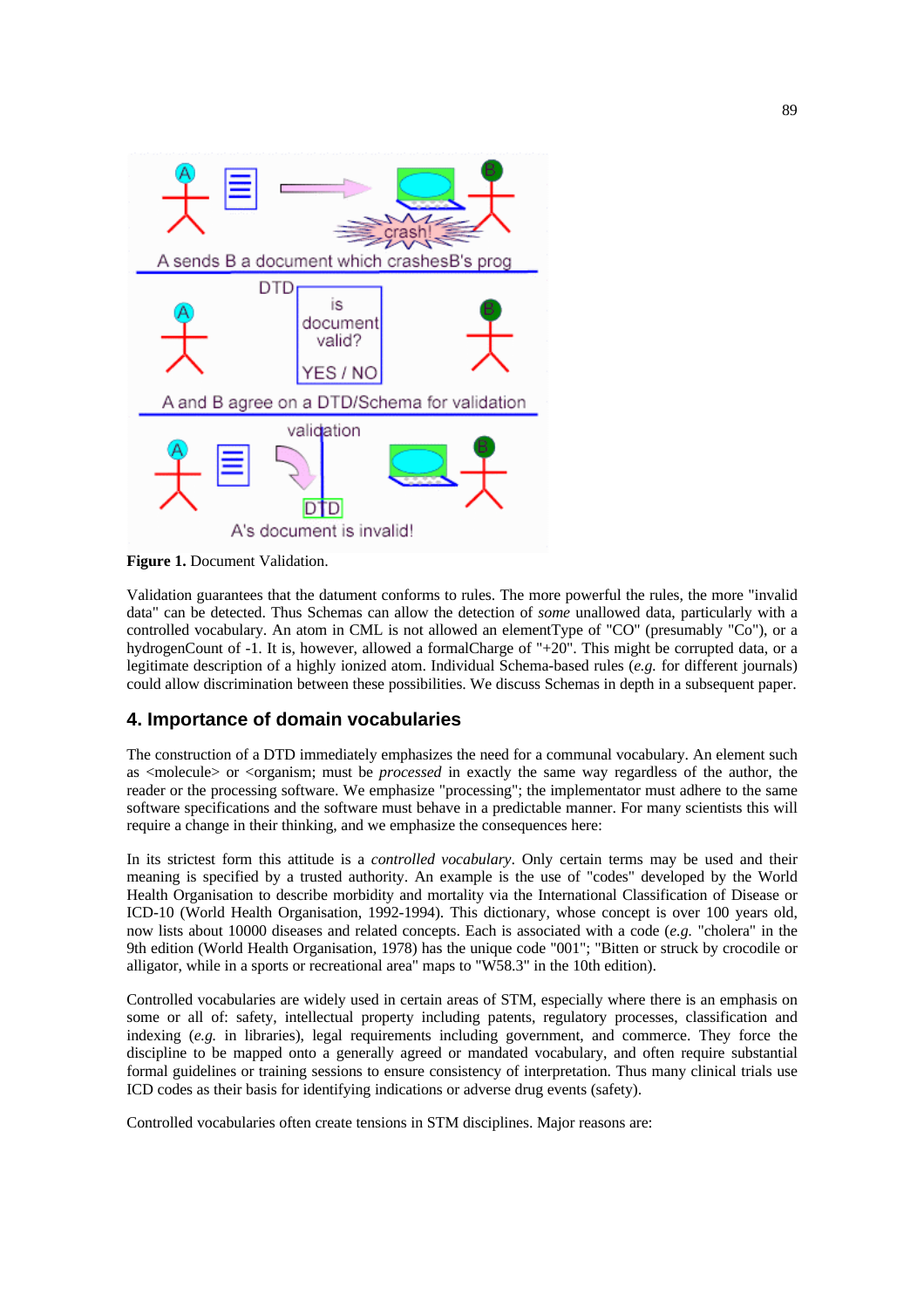**Figure 1.** Document Validation.

Validation guarantees that the datument conforms to rules. The more powerful the rules, the more "invalid data" can be detected. Thus Schemas can allow the detection of *some* unallowed data, particularly with a controlled vocabulary. An atom in CML is not allowed an elementType of "CO" (presumably "Co"), or a hydrogenCount of -1. It is, however, allowed a formalCharge of "+20". This might be corrupted data, or a legitimate description of a highly ionized atom. Individual Schema-based rules (*e.g.* for different journals) could allow discrimination between these possibilities. We discuss Schemas in depth in a subsequent paper.

## 4. Importance of domain vocabularies

The construction of a DTD immediately emphasizes the need for a communal vocabulary. An element such as <molecule> or <organism; must be *processed* in exactly the same way regardless of the author, the reader or the processing software. We emphasize "processing"; the implementator must adhere to the same software specifications and the software must behave in a predictable manner. For many scientists this will require a change in their thinking, and we emphasize the consequences here:

In its strictest form this attitude is a *controlled vocabulary*. Only certain terms may be used and their meaning is specified by a trusted authority. An example is the use of "codes" developed by the World Health Organisation to describe morbidity and mortality via the International Classification of Disease or ICD-10 (World Health Organisation, 1992-1994). This dictionary, whose concept is over 100 years old, now lists about 10000 diseases and related concepts. Each is associated with a code (*e.g.* "cholera" in the 9th edition (World Health Organisation, 1978) has the unique code "001"; "Bitten or struck by crocodile or alligator, while in a sports or recreational area" maps to "W58.3" in the 10th edition).

Controlled vocabularies are widely used in certain areas of STM, especially where there is an emphasis on some or all of: safety, intellectual property including patents, regulatory processes, classification and indexing (*e.g.* in libraries), legal requirements including government, and commerce. They force the discipline to be mapped onto a generally agreed or mandated vocabulary, and often require substantial formal guidelines or training sessions to ensure consistency of interpretation. Thus many clinical trials use ICD codes as their basis for identifying indications or adverse drug events (safety).

Controlled vocabularies often create tensions in STM disciplines. Major reasons are: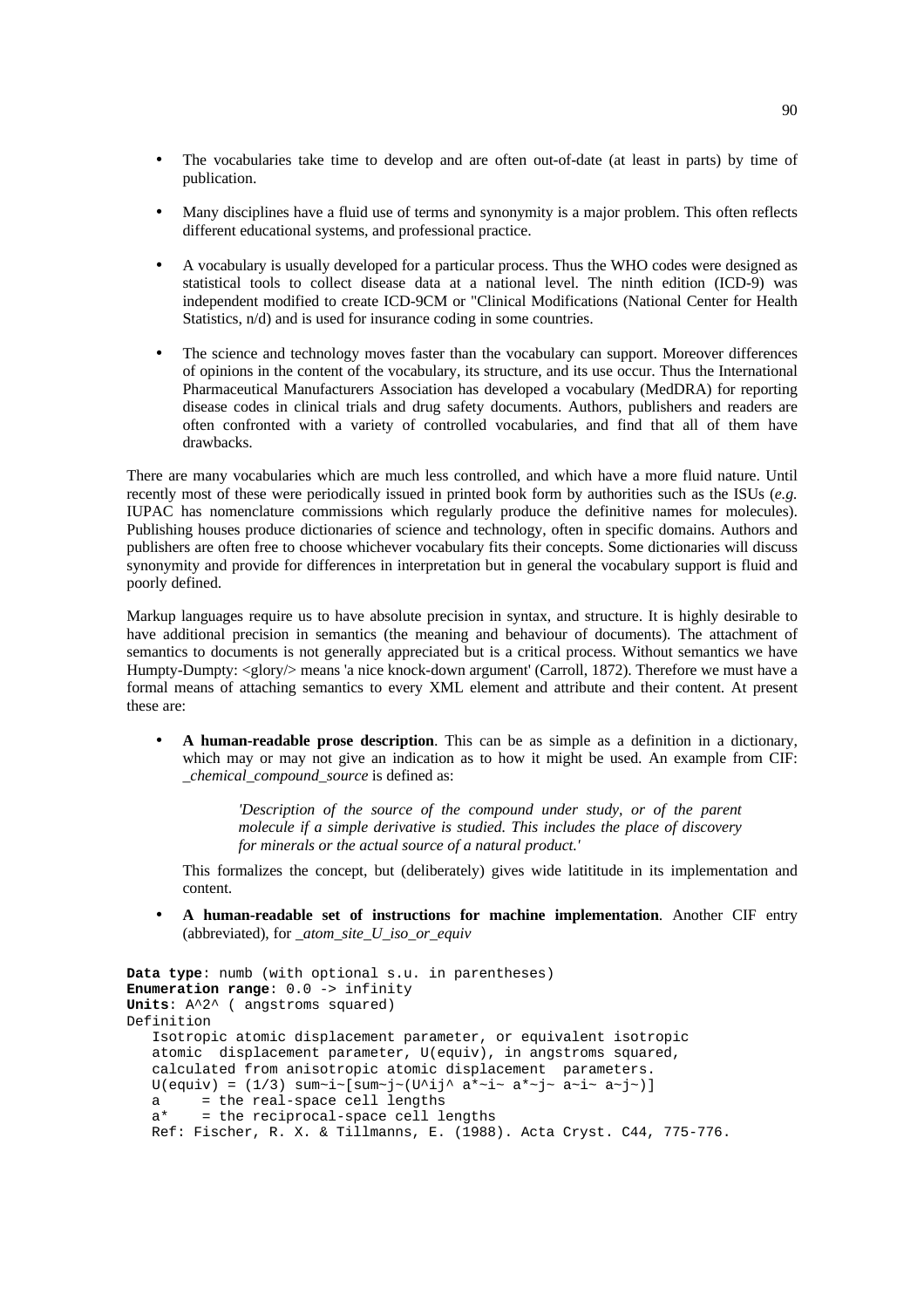- The vocabularies take time to develop and are often out-of-date (at least in parts) by time of publication.

- Many disciplines have a fluid use of terms and synonymity is a major problem. This often reflects different educational systems, and professional practice.

- A vocabulary is usually developed for a particular process. Thus the WHO codes were designed as statistical tools to collect disease data at a national level. The ninth edition (ICD-9) was independent modified to create ICD-9CM or "Clinical Modifications (National Center for Health Statistics, n/d) and is used for insurance coding in some countries.

- The science and technology moves faster than the vocabulary can support. Moreover differences of opinions in the content of the vocabulary, its structure, and its use occur. Thus the International Pharmaceutical Manufacturers Association has developed a vocabulary (MedDRA) for reporting disease codes in clinical trials and drug safety documents. Authors, publishers and readers are often confronted with a variety of controlled vocabularies, and find that all of them have drawbacks.

There are many vocabularies which are much less controlled, and which have a more fluid nature. Until recently most of these were periodically issued in printed book form by authorities such as the ISUs (*e.g.* IUPAC has nomenclature commissions which regularly produce the definitive names for molecules). Publishing houses produce dictionaries of science and technology, often in specific domains. Authors and publishers are often free to choose whichever vocabulary fits their concepts. Some dictionaries will discuss synonymity and provide for differences in interpretation but in general the vocabulary support is fluid and poorly defined.

Markup languages require us to have absolute precision in syntax, and structure. It is highly desirable to have additional precision in semantics (the meaning and behaviour of documents). The attachment of semantics to documents is not generally appreciated but is a critical process. Without semantics we have Humpty-Dumpty: <glory/> means 'a nice knock-down argument' (Carroll, 1872). Therefore we must have a formal means of attaching semantics to every XML element and attribute and their content. At present these are:

- **A human-readable prose description**. This can be as simple as a definition in a dictionary, which may or may not give an indication as to how it might be used. An example from CIF: *_chemical_compound_source* is defined as:

  > *'Description of the source of the compound under study, or of the parent molecule if a simple derivative is studied. This includes the place of discovery for minerals or the actual source of a natural product.'*

  This formalizes the concept, but (deliberately) gives wide latititude in its implementation and content.

- **A human-readable set of instructions for machine implementation**. Another CIF entry (abbreviated), for *_atom_site_U_iso_or_equiv*

```
Data type: numb (with optional s.u. in parentheses)
Enumeration range: 0.0 -> infinity
Units: A^2^ ( angstroms squared)
Definition
   Isotropic atomic displacement parameter, or equivalent isotropic
   atomic  displacement parameter, U(equiv), in angstroms squared,
   calculated from anisotropic atomic displacement  parameters.
   U(equiv) = (1/3) sum~i~[sum~j~(U^ij^ a*~i~ a*~j~ a~i~ a~j~)]
   a     = the real-space cell lengths
   a*    = the reciprocal-space cell lengths
   Ref: Fischer, R. X. & Tillmanns, E. (1988). Acta Cryst. C44, 775-776.
```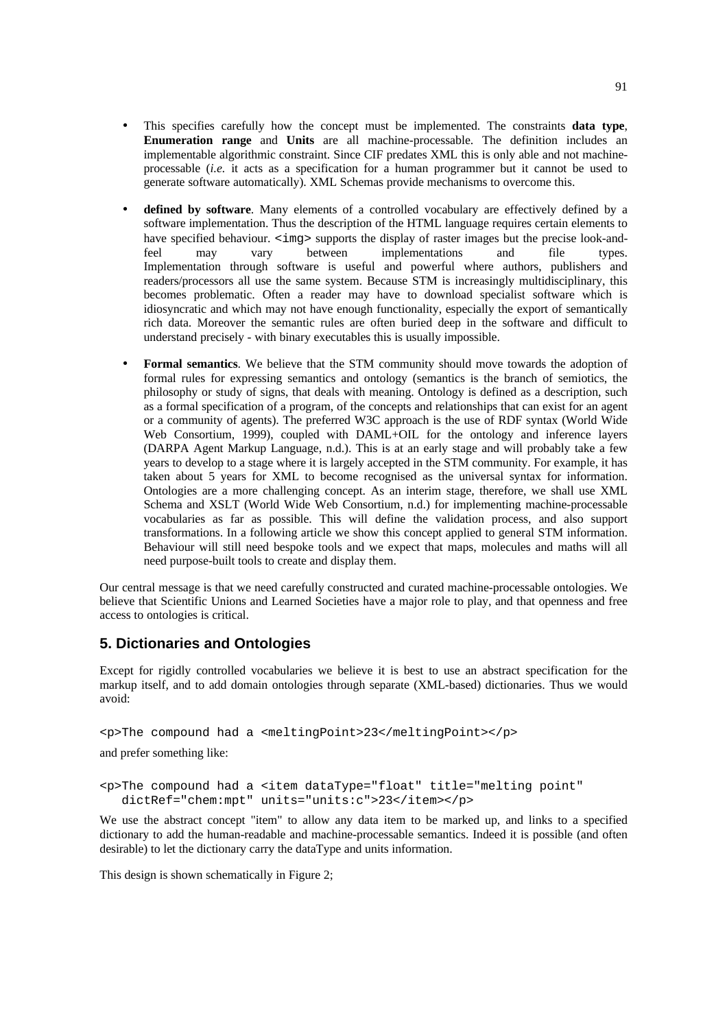- This specifies carefully how the concept must be implemented. The constraints **data type**, **Enumeration range** and **Units** are all machine-processable. The definition includes an implementable algorithmic constraint. Since CIF predates XML this is only able and not machine-processable (*i.e.* it acts as a specification for a human programmer but it cannot be used to generate software automatically). XML Schemas provide mechanisms to overcome this.

- **defined by software**. Many elements of a controlled vocabulary are effectively defined by a software implementation. Thus the description of the HTML language requires certain elements to have specified behaviour. `<img>` supports the display of raster images but the precise look-and-feel may vary between implementations and file types. Implementation through software is useful and powerful where authors, publishers and readers/processors all use the same system. Because STM is increasingly multidisciplinary, this becomes problematic. Often a reader may have to download specialist software which is idiosyncratic and which may not have enough functionality, especially the export of semantically rich data. Moreover the semantic rules are often buried deep in the software and difficult to understand precisely - with binary executables this is usually impossible.

- **Formal semantics**. We believe that the STM community should move towards the adoption of formal rules for expressing semantics and ontology (semantics is the branch of semiotics, the philosophy or study of signs, that deals with meaning. Ontology is defined as a description, such as a formal specification of a program, of the concepts and relationships that can exist for an agent or a community of agents). The preferred W3C approach is the use of RDF syntax (World Wide Web Consortium, 1999), coupled with DAML+OIL for the ontology and inference layers (DARPA Agent Markup Language, n.d.). This is at an early stage and will probably take a few years to develop to a stage where it is largely accepted in the STM community. For example, it has taken about 5 years for XML to become recognised as the universal syntax for information. Ontologies are a more challenging concept. As an interim stage, therefore, we shall use XML Schema and XSLT (World Wide Web Consortium, n.d.) for implementing machine-processable vocabularies as far as possible. This will define the validation process, and also support transformations. In a following article we show this concept applied to general STM information. Behaviour will still need bespoke tools and we expect that maps, molecules and maths will all need purpose-built tools to create and display them.

Our central message is that we need carefully constructed and curated machine-processable ontologies. We believe that Scientific Unions and Learned Societies have a major role to play, and that openness and free access to ontologies is critical.

## 5. Dictionaries and Ontologies

Except for rigidly controlled vocabularies we believe it is best to use an abstract specification for the markup itself, and to add domain ontologies through separate (XML-based) dictionaries. Thus we would avoid:

```
<p>The compound had a <meltingPoint>23</meltingPoint></p>
```

and prefer something like:

```
<p>The compound had a <item dataType="float" title="melting point"
   dictRef="chem:mpt" units="units:c">23</item></p>
```

We use the abstract concept "item" to allow any data item to be marked up, and links to a specified dictionary to add the human-readable and machine-processable semantics. Indeed it is possible (and often desirable) to let the dictionary carry the dataType and units information.

This design is shown schematically in Figure 2;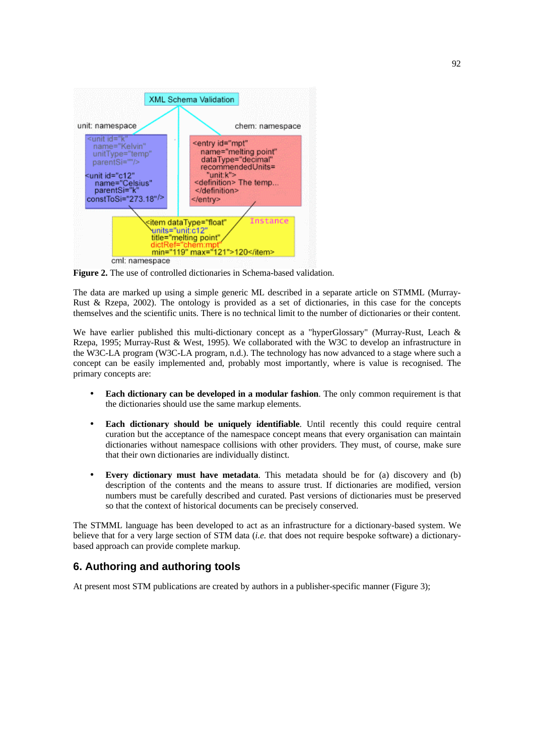**Figure 2.** The use of controlled dictionaries in Schema-based validation.

The data are marked up using a simple generic ML described in a separate article on STMML (Murray-Rust & Rzepa, 2002). The ontology is provided as a set of dictionaries, in this case for the concepts themselves and the scientific units. There is no technical limit to the number of dictionaries or their content.

We have earlier published this multi-dictionary concept as a "hyperGlossary" (Murray-Rust, Leach & Rzepa, 1995; Murray-Rust & West, 1995). We collaborated with the W3C to develop an infrastructure in the W3C-LA program (W3C-LA program, n.d.). The technology has now advanced to a stage where such a concept can be easily implemented and, probably most importantly, where is value is recognised. The primary concepts are:

- **Each dictionary can be developed in a modular fashion**. The only common requirement is that the dictionaries should use the same markup elements.
- **Each dictionary should be uniquely identifiable**. Until recently this could require central curation but the acceptance of the namespace concept means that every organisation can maintain dictionaries without namespace collisions with other providers. They must, of course, make sure that their own dictionaries are individually distinct.
- **Every dictionary must have metadata**. This metadata should be for (a) discovery and (b) description of the contents and the means to assure trust. If dictionaries are modified, version numbers must be carefully described and curated. Past versions of dictionaries must be preserved so that the context of historical documents can be precisely conserved.

The STMML language has been developed to act as an infrastructure for a dictionary-based system. We believe that for a very large section of STM data (*i.e.* that does not require bespoke software) a dictionary-based approach can provide complete markup.

## 6. Authoring and authoring tools

At present most STM publications are created by authors in a publisher-specific manner (Figure 3);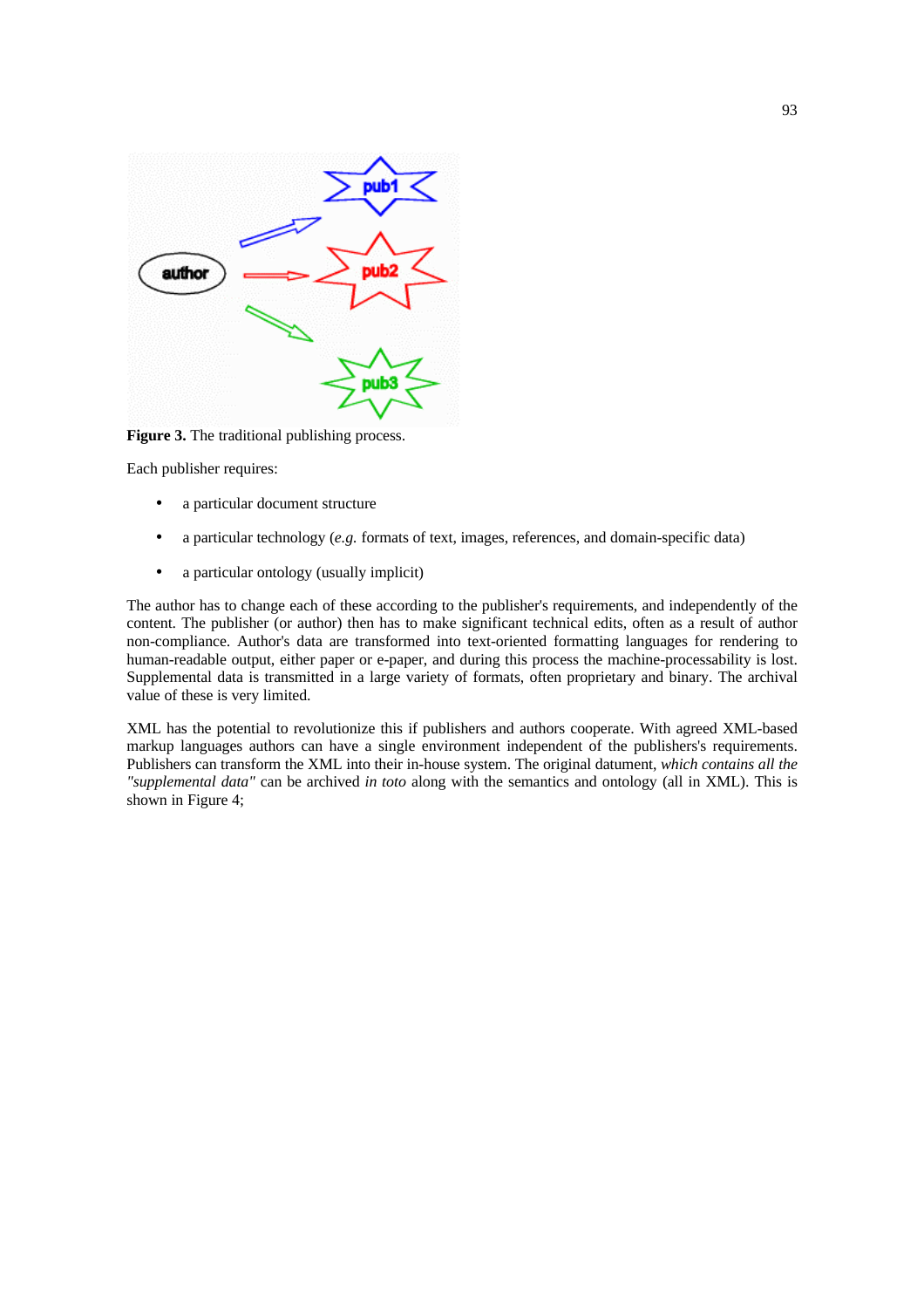**Figure 3.** The traditional publishing process.

Each publisher requires:

- a particular document structure
- a particular technology (*e.g.* formats of text, images, references, and domain-specific data)
- a particular ontology (usually implicit)

The author has to change each of these according to the publisher's requirements, and independently of the content. The publisher (or author) then has to make significant technical edits, often as a result of author non-compliance. Author's data are transformed into text-oriented formatting languages for rendering to human-readable output, either paper or e-paper, and during this process the machine-processability is lost. Supplemental data is transmitted in a large variety of formats, often proprietary and binary. The archival value of these is very limited.

XML has the potential to revolutionize this if publishers and authors cooperate. With agreed XML-based markup languages authors can have a single environment independent of the publishers's requirements. Publishers can transform the XML into their in-house system. The original datument, *which contains all the "supplemental data"* can be archived *in toto* along with the semantics and ontology (all in XML). This is shown in Figure 4;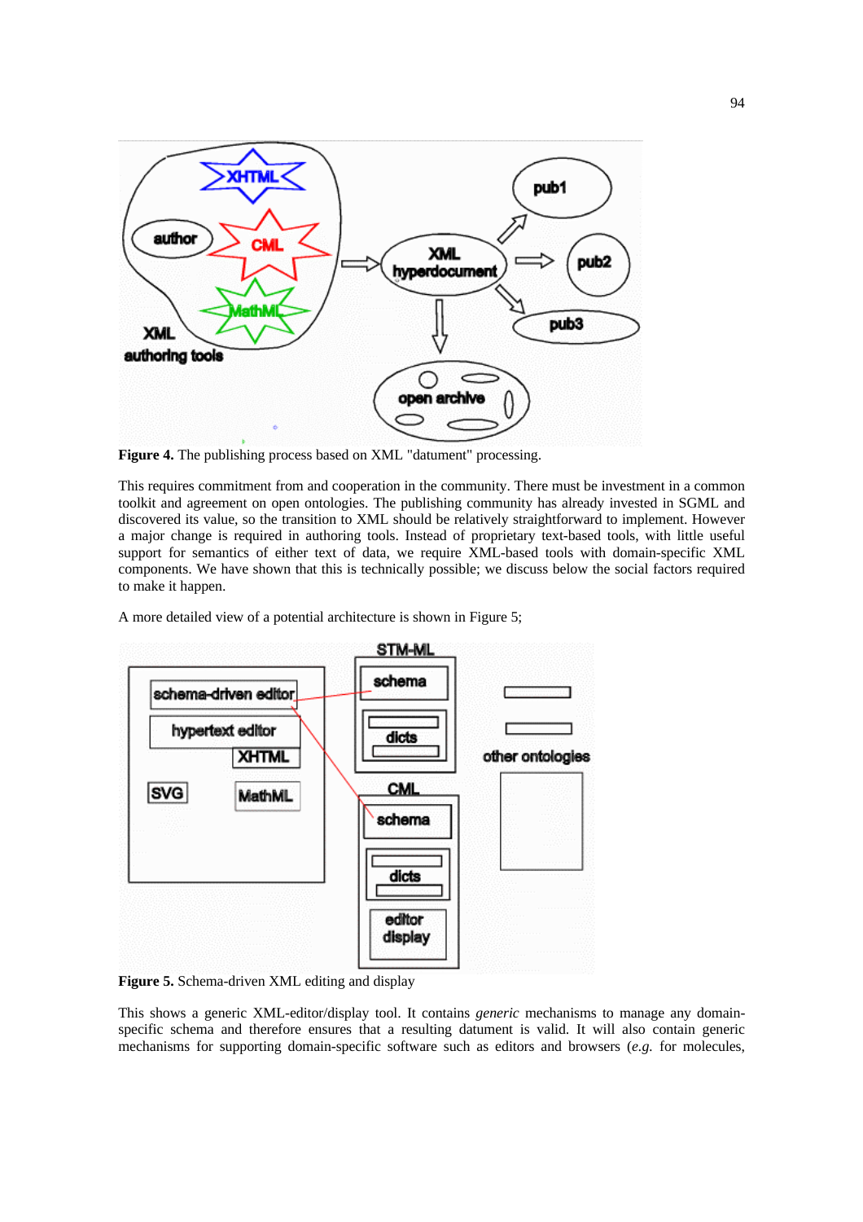**Figure 4.** The publishing process based on XML "datument" processing.

This requires commitment from and cooperation in the community. There must be investment in a common toolkit and agreement on open ontologies. The publishing community has already invested in SGML and discovered its value, so the transition to XML should be relatively straightforward to implement. However a major change is required in authoring tools. Instead of proprietary text-based tools, with little useful support for semantics of either text of data, we require XML-based tools with domain-specific XML components. We have shown that this is technically possible; we discuss below the social factors required to make it happen.

A more detailed view of a potential architecture is shown in Figure 5;

**Figure 5.** Schema-driven XML editing and display

This shows a generic XML-editor/display tool. It contains *generic* mechanisms to manage any domain-specific schema and therefore ensures that a resulting datument is valid. It will also contain generic mechanisms for supporting domain-specific software such as editors and browsers (*e.g.* for molecules,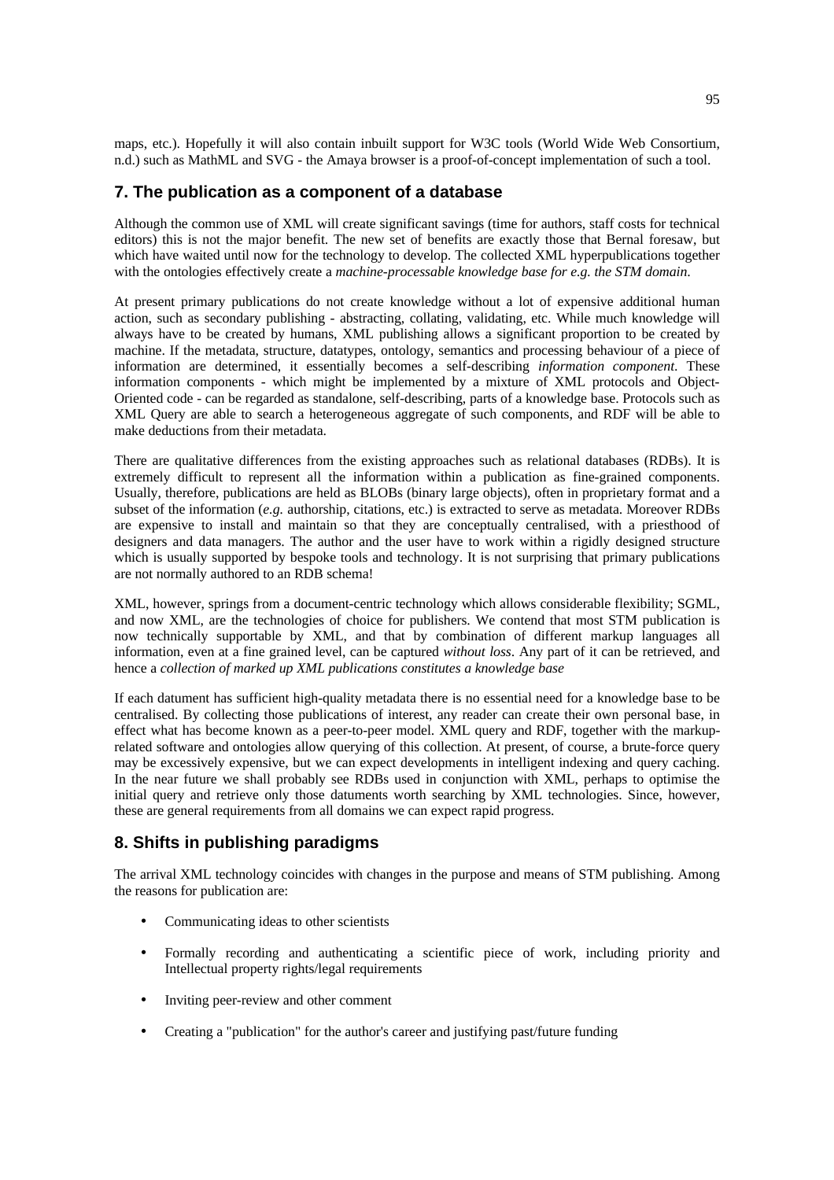maps, etc.). Hopefully it will also contain inbuilt support for W3C tools (World Wide Web Consortium, n.d.) such as MathML and SVG - the Amaya browser is a proof-of-concept implementation of such a tool.

## 7. The publication as a component of a database

Although the common use of XML will create significant savings (time for authors, staff costs for technical editors) this is not the major benefit. The new set of benefits are exactly those that Bernal foresaw, but which have waited until now for the technology to develop. The collected XML hyperpublications together with the ontologies effectively create a *machine-processable knowledge base for e.g. the STM domain*.

At present primary publications do not create knowledge without a lot of expensive additional human action, such as secondary publishing - abstracting, collating, validating, etc. While much knowledge will always have to be created by humans, XML publishing allows a significant proportion to be created by machine. If the metadata, structure, datatypes, ontology, semantics and processing behaviour of a piece of information are determined, it essentially becomes a self-describing *information component*. These information components - which might be implemented by a mixture of XML protocols and Object-Oriented code - can be regarded as standalone, self-describing, parts of a knowledge base. Protocols such as XML Query are able to search a heterogeneous aggregate of such components, and RDF will be able to make deductions from their metadata.

There are qualitative differences from the existing approaches such as relational databases (RDBs). It is extremely difficult to represent all the information within a publication as fine-grained components. Usually, therefore, publications are held as BLOBs (binary large objects), often in proprietary format and a subset of the information (*e.g.* authorship, citations, etc.) is extracted to serve as metadata. Moreover RDBs are expensive to install and maintain so that they are conceptually centralised, with a priesthood of designers and data managers. The author and the user have to work within a rigidly designed structure which is usually supported by bespoke tools and technology. It is not surprising that primary publications are not normally authored to an RDB schema!

XML, however, springs from a document-centric technology which allows considerable flexibility; SGML, and now XML, are the technologies of choice for publishers. We contend that most STM publication is now technically supportable by XML, and that by combination of different markup languages all information, even at a fine grained level, can be captured *without loss*. Any part of it can be retrieved, and hence a *collection of marked up XML publications constitutes a knowledge base*

If each datument has sufficient high-quality metadata there is no essential need for a knowledge base to be centralised. By collecting those publications of interest, any reader can create their own personal base, in effect what has become known as a peer-to-peer model. XML query and RDF, together with the markup-related software and ontologies allow querying of this collection. At present, of course, a brute-force query may be excessively expensive, but we can expect developments in intelligent indexing and query caching. In the near future we shall probably see RDBs used in conjunction with XML, perhaps to optimise the initial query and retrieve only those datuments worth searching by XML technologies. Since, however, these are general requirements from all domains we can expect rapid progress.

## 8. Shifts in publishing paradigms

The arrival XML technology coincides with changes in the purpose and means of STM publishing. Among the reasons for publication are:

- Communicating ideas to other scientists
- Formally recording and authenticating a scientific piece of work, including priority and Intellectual property rights/legal requirements
- Inviting peer-review and other comment
- Creating a "publication" for the author's career and justifying past/future funding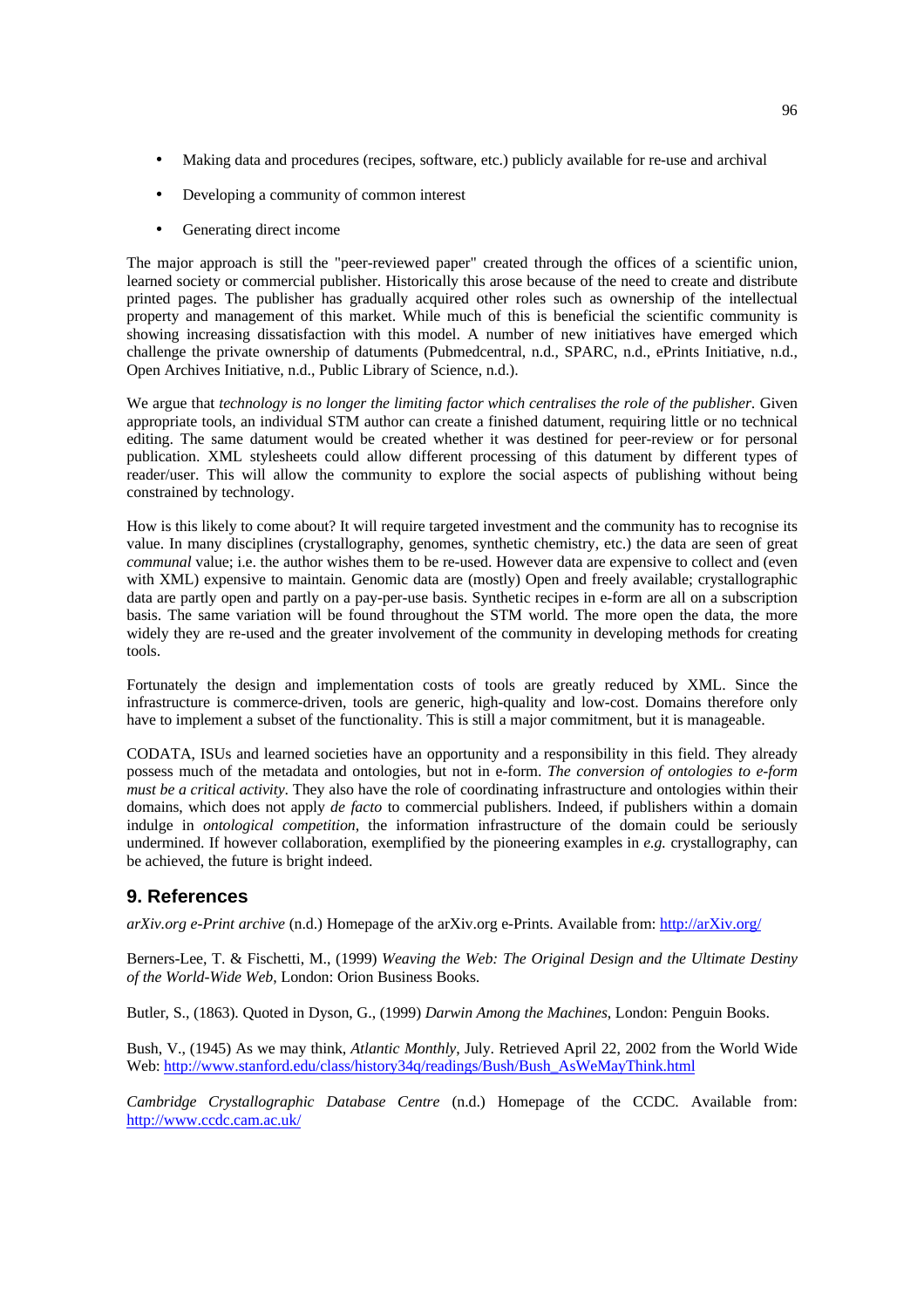- Making data and procedures (recipes, software, etc.) publicly available for re-use and archival
- Developing a community of common interest
- Generating direct income

The major approach is still the "peer-reviewed paper" created through the offices of a scientific union, learned society or commercial publisher. Historically this arose because of the need to create and distribute printed pages. The publisher has gradually acquired other roles such as ownership of the intellectual property and management of this market. While much of this is beneficial the scientific community is showing increasing dissatisfaction with this model. A number of new initiatives have emerged which challenge the private ownership of datuments (Pubmedcentral, n.d., SPARC, n.d., ePrints Initiative, n.d., Open Archives Initiative, n.d., Public Library of Science, n.d.).

We argue that *technology is no longer the limiting factor which centralises the role of the publisher*. Given appropriate tools, an individual STM author can create a finished datument, requiring little or no technical editing. The same datument would be created whether it was destined for peer-review or for personal publication. XML stylesheets could allow different processing of this datument by different types of reader/user. This will allow the community to explore the social aspects of publishing without being constrained by technology.

How is this likely to come about? It will require targeted investment and the community has to recognise its value. In many disciplines (crystallography, genomes, synthetic chemistry, etc.) the data are seen of great *communal* value; i.e. the author wishes them to be re-used. However data are expensive to collect and (even with XML) expensive to maintain. Genomic data are (mostly) Open and freely available; crystallographic data are partly open and partly on a pay-per-use basis. Synthetic recipes in e-form are all on a subscription basis. The same variation will be found throughout the STM world. The more open the data, the more widely they are re-used and the greater involvement of the community in developing methods for creating tools.

Fortunately the design and implementation costs of tools are greatly reduced by XML. Since the infrastructure is commerce-driven, tools are generic, high-quality and low-cost. Domains therefore only have to implement a subset of the functionality. This is still a major commitment, but it is manageable.

CODATA, ISUs and learned societies have an opportunity and a responsibility in this field. They already possess much of the metadata and ontologies, but not in e-form. *The conversion of ontologies to e-form must be a critical activity.* They also have the role of coordinating infrastructure and ontologies within their domains, which does not apply *de facto* to commercial publishers. Indeed, if publishers within a domain indulge in *ontological competition*, the information infrastructure of the domain could be seriously undermined. If however collaboration, exemplified by the pioneering examples in *e.g.* crystallography, can be achieved, the future is bright indeed.

## 9. References

*arXiv.org e-Print archive* (n.d.) Homepage of the arXiv.org e-Prints. Available from: http://arXiv.org/

Berners-Lee, T. & Fischetti, M., (1999) *Weaving the Web: The Original Design and the Ultimate Destiny of the World-Wide Web*, London: Orion Business Books.

Butler, S., (1863). Quoted in Dyson, G., (1999) *Darwin Among the Machines*, London: Penguin Books.

Bush, V., (1945) As we may think, *Atlantic Monthly*, July. Retrieved April 22, 2002 from the World Wide Web: http://www.stanford.edu/class/history34q/readings/Bush/Bush_AsWeMayThink.html

*Cambridge Crystallographic Database Centre* (n.d.) Homepage of the CCDC. Available from: http://www.ccdc.cam.ac.uk/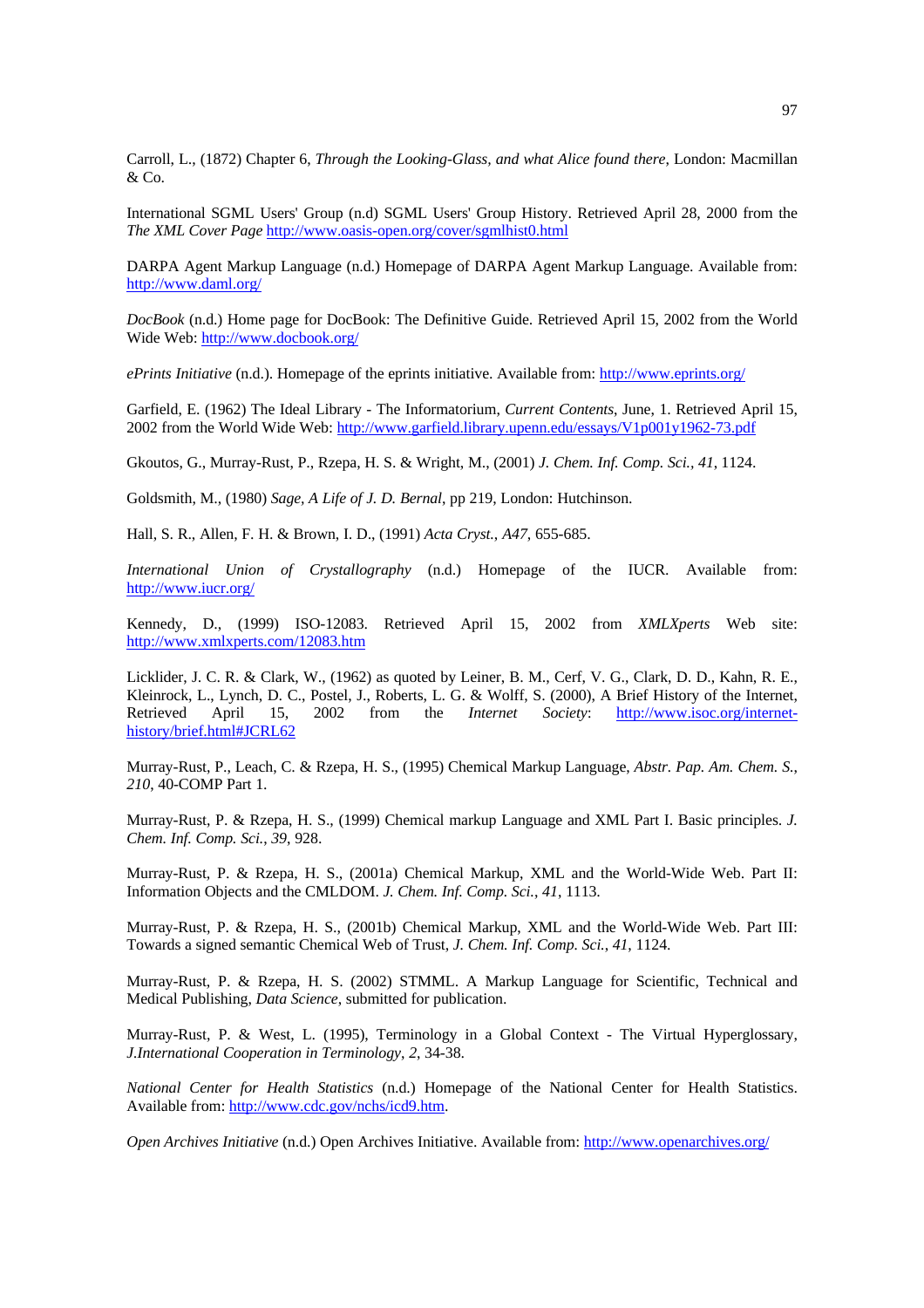Carroll, L., (1872) Chapter 6, *Through the Looking-Glass, and what Alice found there*, London: Macmillan & Co.

International SGML Users' Group (n.d) SGML Users' Group History. Retrieved April 28, 2000 from the *The XML Cover Page* http://www.oasis-open.org/cover/sgmlhist0.html

DARPA Agent Markup Language (n.d.) Homepage of DARPA Agent Markup Language. Available from: http://www.daml.org/

*DocBook* (n.d.) Home page for DocBook: The Definitive Guide. Retrieved April 15, 2002 from the World Wide Web: http://www.docbook.org/

*ePrints Initiative* (n.d.). Homepage of the eprints initiative. Available from: http://www.eprints.org/

Garfield, E. (1962) The Ideal Library - The Informatorium, *Current Contents*, June, 1. Retrieved April 15, 2002 from the World Wide Web: http://www.garfield.library.upenn.edu/essays/V1p001y1962-73.pdf

Gkoutos, G., Murray-Rust, P., Rzepa, H. S. & Wright, M., (2001) *J. Chem. Inf. Comp. Sci.*, *41*, 1124.

Goldsmith, M., (1980) *Sage, A Life of J. D. Bernal*, pp 219, London: Hutchinson.

Hall, S. R., Allen, F. H. & Brown, I. D., (1991) *Acta Cryst.*, *A47*, 655-685.

*International Union of Crystallography* (n.d.) Homepage of the IUCR. Available from: http://www.iucr.org/

Kennedy, D., (1999) ISO-12083. Retrieved April 15, 2002 from *XMLXperts* Web site: http://www.xmlxperts.com/12083.htm

Licklider, J. C. R. & Clark, W., (1962) as quoted by Leiner, B. M., Cerf, V. G., Clark, D. D., Kahn, R. E., Kleinrock, L., Lynch, D. C., Postel, J., Roberts, L. G. & Wolff, S. (2000), A Brief History of the Internet, Retrieved April 15, 2002 from the *Internet Society*: http://www.isoc.org/internet-history/brief.html#JCRL62

Murray-Rust, P., Leach, C. & Rzepa, H. S., (1995) Chemical Markup Language, *Abstr. Pap. Am. Chem. S.*, *210*, 40-COMP Part 1.

Murray-Rust, P. & Rzepa, H. S., (1999) Chemical markup Language and XML Part I. Basic principles. *J. Chem. Inf. Comp. Sci.*, *39*, 928.

Murray-Rust, P. & Rzepa, H. S., (2001a) Chemical Markup, XML and the World-Wide Web. Part II: Information Objects and the CMLDOM. *J. Chem. Inf. Comp. Sci.*, *41*, 1113.

Murray-Rust, P. & Rzepa, H. S., (2001b) Chemical Markup, XML and the World-Wide Web. Part III: Towards a signed semantic Chemical Web of Trust, *J. Chem. Inf. Comp. Sci.*, *41*, 1124.

Murray-Rust, P. & Rzepa, H. S. (2002) STMML. A Markup Language for Scientific, Technical and Medical Publishing, *Data Science*, submitted for publication.

Murray-Rust, P. & West, L. (1995), Terminology in a Global Context - The Virtual Hyperglossary, *J.International Cooperation in Terminology*, *2*, 34-38.

*National Center for Health Statistics* (n.d.) Homepage of the National Center for Health Statistics. Available from: http://www.cdc.gov/nchs/icd9.htm.

*Open Archives Initiative* (n.d.) Open Archives Initiative. Available from: http://www.openarchives.org/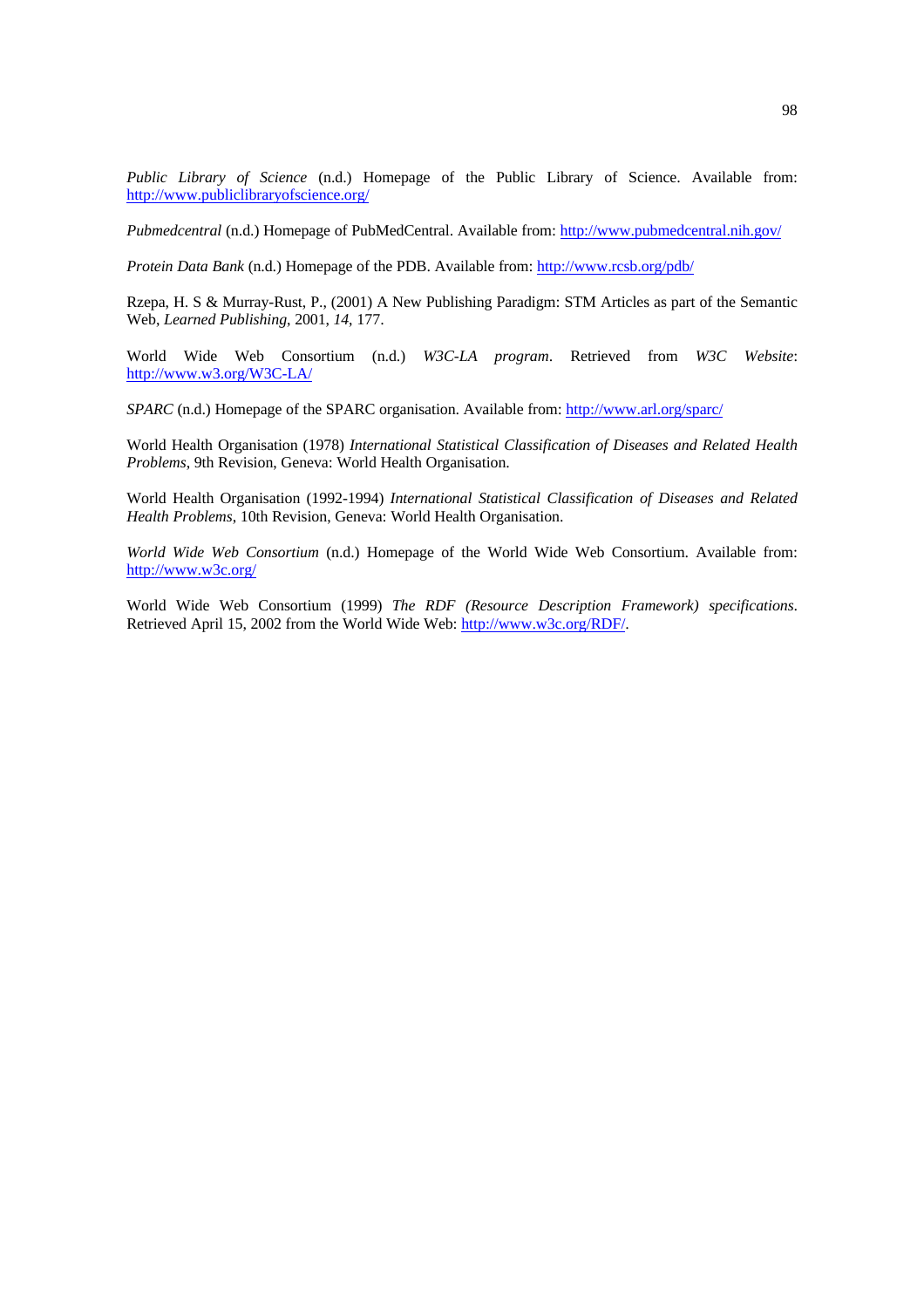*Public Library of Science* (n.d.) Homepage of the Public Library of Science. Available from: http://www.publiclibraryofscience.org/

*Pubmedcentral* (n.d.) Homepage of PubMedCentral. Available from: http://www.pubmedcentral.nih.gov/

*Protein Data Bank* (n.d.) Homepage of the PDB. Available from: http://www.rcsb.org/pdb/

Rzepa, H. S & Murray-Rust, P., (2001) A New Publishing Paradigm: STM Articles as part of the Semantic Web, *Learned Publishing*, 2001, *14*, 177.

World Wide Web Consortium (n.d.) *W3C-LA program*. Retrieved from *W3C Website*: http://www.w3.org/W3C-LA/

*SPARC* (n.d.) Homepage of the SPARC organisation. Available from: http://www.arl.org/sparc/

World Health Organisation (1978) *International Statistical Classification of Diseases and Related Health Problems*, 9th Revision, Geneva: World Health Organisation.

World Health Organisation (1992-1994) *International Statistical Classification of Diseases and Related Health Problems*, 10th Revision, Geneva: World Health Organisation.

*World Wide Web Consortium* (n.d.) Homepage of the World Wide Web Consortium. Available from: http://www.w3c.org/

World Wide Web Consortium (1999) *The RDF (Resource Description Framework) specifications*. Retrieved April 15, 2002 from the World Wide Web: http://www.w3c.org/RDF/.